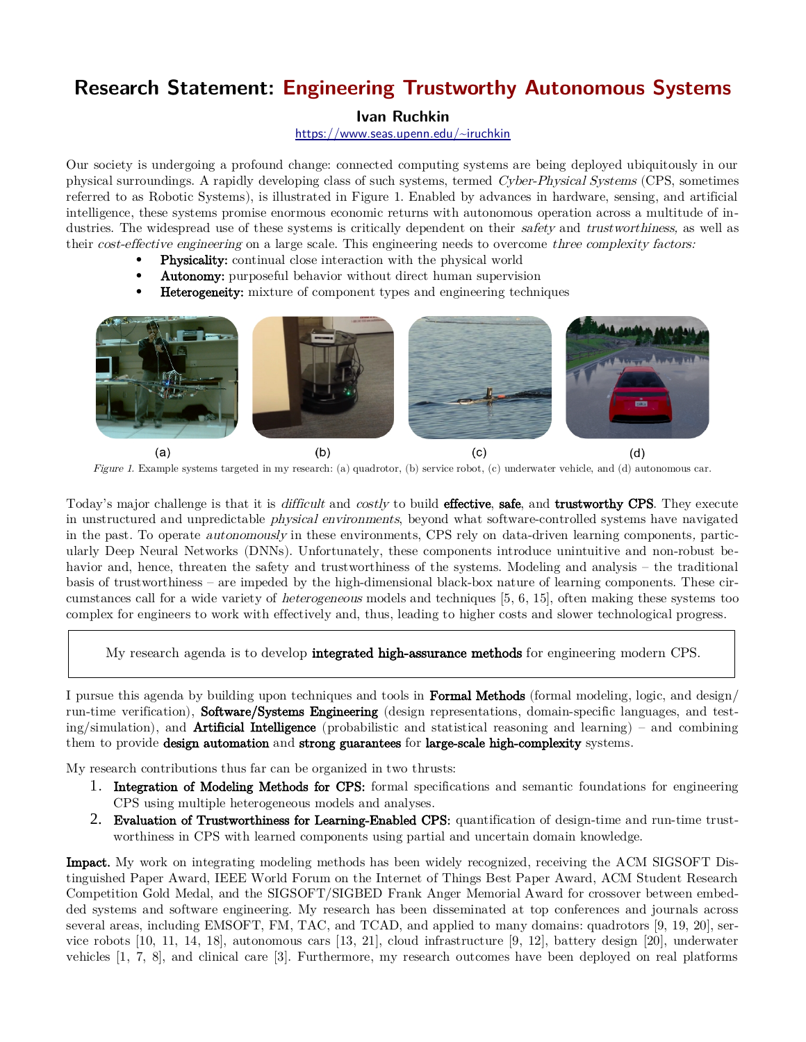# Research Statement: Engineering Trustworthy Autonomous Systems

**Ivan Ruchkin**

https://www.seas.upenn.edu/~iruchkin

Our society is undergoing a profound change: connected computing systems are being deployed ubiquitously in our physical surroundings. A rapidly developing class of such systems, termed *Cyber-Physical Systems* (CPS, sometimes referred to as Robotic Systems), is illustrated in Figure 1. Enabled by advances in hardware, sensing, and artificial intelligence, these systems promise enormous economic returns with autonomous operation across a multitude of industries. The widespread use of these systems is critically dependent on their *safety* and *trustworthiness,* as well as their *cost-effective engineering* on a large scale. This engineering needs to overcome *three complexity factors:*

- **Physicality:** continual close interaction with the physical world
- **Autonomy:** purposeful behavior without direct human supervision
- **Heterogeneity:** mixture of component types and engineering techniques

(a) (b) (c) (d)

*Figure 1.* Example systems targeted in my research: (a) quadrotor, (b) service robot, (c) underwater vehicle, and (d) autonomous car.

Today's major challenge is that it is *difficult* and *costly* to build **effective**, **safe**, and **trustworthy CPS**. They execute in unstructured and unpredictable *physical environments*, beyond what software-controlled systems have navigated in the past. To operate *autonomously* in these environments, CPS rely on data-driven learning components, particularly Deep Neural Networks (DNNs). Unfortunately, these components introduce unintuitive and non-robust behavior and, hence, threaten the safety and trustworthiness of the systems. Modeling and analysis – the traditional basis of trustworthiness – are impeded by the high-dimensional black-box nature of learning components. These circumstances call for a wide variety of *heterogeneous* models and techniques [5, 6, 15], often making these systems too complex for engineers to work with effectively and, thus, leading to higher costs and slower technological progress.

> My research agenda is to develop **integrated high-assurance methods** for engineering modern CPS.

I pursue this agenda by building upon techniques and tools in **Formal Methods** (formal modeling, logic, and design/run-time verification), **Software/Systems Engineering** (design representations, domain-specific languages, and testing/simulation), and **Artificial Intelligence** (probabilistic and statistical reasoning and learning) – and combining them to provide **design automation** and **strong guarantees** for **large-scale high-complexity** systems.

My research contributions thus far can be organized in two thrusts:

1. **Integration of Modeling Methods for CPS:** formal specifications and semantic foundations for engineering CPS using multiple heterogeneous models and analyses.
2. **Evaluation of Trustworthiness for Learning-Enabled CPS:** quantification of design-time and run-time trustworthiness in CPS with learned components using partial and uncertain domain knowledge.

**Impact.** My work on integrating modeling methods has been widely recognized, receiving the ACM SIGSOFT Distinguished Paper Award, IEEE World Forum on the Internet of Things Best Paper Award, ACM Student Research Competition Gold Medal, and the SIGSOFT/SIGBED Frank Anger Memorial Award for crossover between embedded systems and software engineering. My research has been disseminated at top conferences and journals across several areas, including EMSOFT, FM, TAC, and TCAD, and applied to many domains: quadrotors [9, 19, 20], service robots [10, 11, 14, 18], autonomous cars [13, 21], cloud infrastructure [9, 12], battery design [20], underwater vehicles [1, 7, 8], and clinical care [3]. Furthermore, my research outcomes have been deployed on real platforms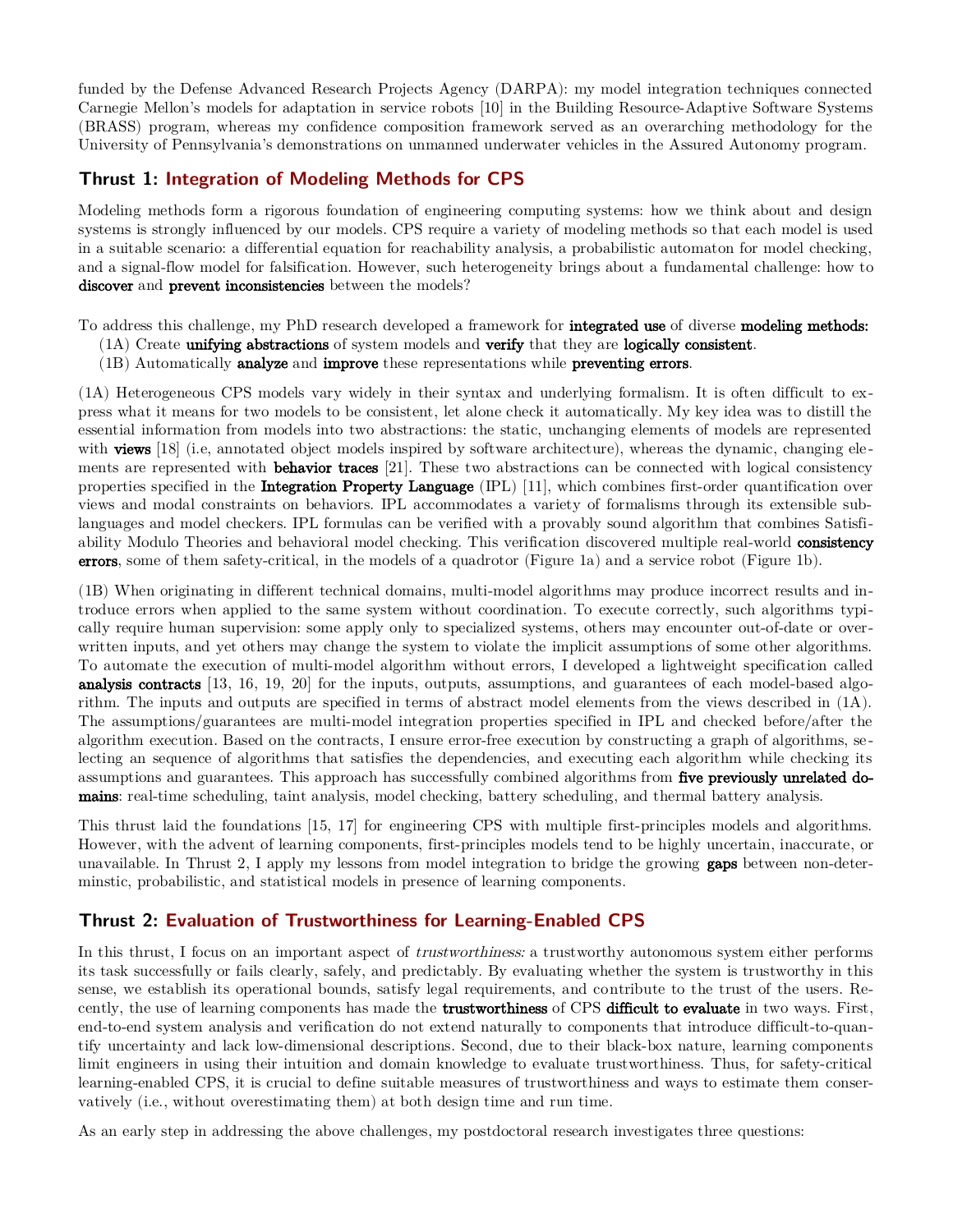funded by the Defense Advanced Research Projects Agency (DARPA): my model integration techniques connected Carnegie Mellon's models for adaptation in service robots [10] in the Building Resource-Adaptive Software Systems (BRASS) program, whereas my confidence composition framework served as an overarching methodology for the University of Pennsylvania's demonstrations on unmanned underwater vehicles in the Assured Autonomy program.

## Thrust 1: Integration of Modeling Methods for CPS

Modeling methods form a rigorous foundation of engineering computing systems: how we think about and design systems is strongly influenced by our models. CPS require a variety of modeling methods so that each model is used in a suitable scenario: a differential equation for reachability analysis, a probabilistic automaton for model checking, and a signal-flow model for falsification. However, such heterogeneity brings about a fundamental challenge: how to **discover** and **prevent inconsistencies** between the models?

To address this challenge, my PhD research developed a framework for **integrated use** of diverse **modeling methods:**

(1A) Create **unifying abstractions** of system models and **verify** that they are **logically consistent**.

(1B) Automatically **analyze** and **improve** these representations while **preventing errors**.

(1A) Heterogeneous CPS models vary widely in their syntax and underlying formalism. It is often difficult to express what it means for two models to be consistent, let alone check it automatically. My key idea was to distill the essential information from models into two abstractions: the static, unchanging elements of models are represented with **views** [18] (i.e, annotated object models inspired by software architecture), whereas the dynamic, changing elements are represented with **behavior traces** [21]. These two abstractions can be connected with logical consistency properties specified in the **Integration Property Language** (IPL) [11], which combines first-order quantification over views and modal constraints on behaviors. IPL accommodates a variety of formalisms through its extensible sublanguages and model checkers. IPL formulas can be verified with a provably sound algorithm that combines Satisfiability Modulo Theories and behavioral model checking. This verification discovered multiple real-world **consistency errors**, some of them safety-critical, in the models of a quadrotor (Figure 1a) and a service robot (Figure 1b).

(1B) When originating in different technical domains, multi-model algorithms may produce incorrect results and introduce errors when applied to the same system without coordination. To execute correctly, such algorithms typically require human supervision: some apply only to specialized systems, others may encounter out-of-date or overwritten inputs, and yet others may change the system to violate the implicit assumptions of some other algorithms. To automate the execution of multi-model algorithm without errors, I developed a lightweight specification called **analysis contracts** [13, 16, 19, 20] for the inputs, outputs, assumptions, and guarantees of each model-based algorithm. The inputs and outputs are specified in terms of abstract model elements from the views described in (1A). The assumptions/guarantees are multi-model integration properties specified in IPL and checked before/after the algorithm execution. Based on the contracts, I ensure error-free execution by constructing a graph of algorithms, selecting an sequence of algorithms that satisfies the dependencies, and executing each algorithm while checking its assumptions and guarantees. This approach has successfully combined algorithms from **five previously unrelated domains**: real-time scheduling, taint analysis, model checking, battery scheduling, and thermal battery analysis.

This thrust laid the foundations [15, 17] for engineering CPS with multiple first-principles models and algorithms. However, with the advent of learning components, first-principles models tend to be highly uncertain, inaccurate, or unavailable. In Thrust 2, I apply my lessons from model integration to bridge the growing **gaps** between non-deterministic, probabilistic, and statistical models in presence of learning components.

## Thrust 2: Evaluation of Trustworthiness for Learning-Enabled CPS

In this thrust, I focus on an important aspect of *trustworthiness:* a trustworthy autonomous system either performs its task successfully or fails clearly, safely, and predictably. By evaluating whether the system is trustworthy in this sense, we establish its operational bounds, satisfy legal requirements, and contribute to the trust of the users. Recently, the use of learning components has made the **trustworthiness** of CPS **difficult to evaluate** in two ways. First, end-to-end system analysis and verification do not extend naturally to components that introduce difficult-to-quantify uncertainty and lack low-dimensional descriptions. Second, due to their black-box nature, learning components limit engineers in using their intuition and domain knowledge to evaluate trustworthiness. Thus, for safety-critical learning-enabled CPS, it is crucial to define suitable measures of trustworthiness and ways to estimate them conservatively (i.e., without overestimating them) at both design time and run time.

As an early step in addressing the above challenges, my postdoctoral research investigates three questions: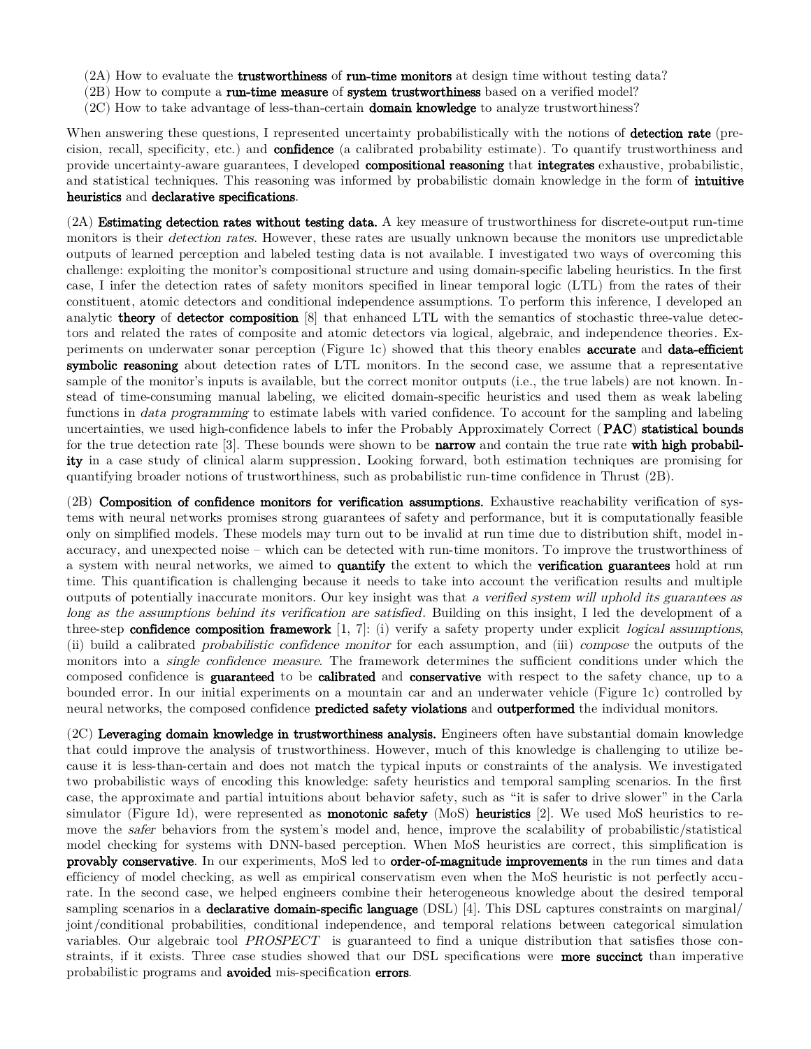(2A) How to evaluate the **trustworthiness** of **run-time monitors** at design time without testing data?
(2B) How to compute a **run-time measure** of **system trustworthiness** based on a verified model?
(2C) How to take advantage of less-than-certain **domain knowledge** to analyze trustworthiness?

When answering these questions, I represented uncertainty probabilistically with the notions of **detection rate** (precision, recall, specificity, etc.) and **confidence** (a calibrated probability estimate). To quantify trustworthiness and provide uncertainty-aware guarantees, I developed **compositional reasoning** that **integrates** exhaustive, probabilistic, and statistical techniques. This reasoning was informed by probabilistic domain knowledge in the form of **intuitive heuristics** and **declarative specifications**.

(2A) **Estimating detection rates without testing data.** A key measure of trustworthiness for discrete-output run-time monitors is their *detection rates*. However, these rates are usually unknown because the monitors use unpredictable outputs of learned perception and labeled testing data is not available. I investigated two ways of overcoming this challenge: exploiting the monitor's compositional structure and using domain-specific labeling heuristics. In the first case, I infer the detection rates of safety monitors specified in linear temporal logic (LTL) from the rates of their constituent, atomic detectors and conditional independence assumptions. To perform this inference, I developed an analytic **theory** of **detector composition** [8] that enhanced LTL with the semantics of stochastic three-value detectors and related the rates of composite and atomic detectors via logical, algebraic, and independence theories. Experiments on underwater sonar perception (Figure 1c) showed that this theory enables **accurate** and **data-efficient symbolic reasoning** about detection rates of LTL monitors. In the second case, we assume that a representative sample of the monitor's inputs is available, but the correct monitor outputs (i.e., the true labels) are not known. Instead of time-consuming manual labeling, we elicited domain-specific heuristics and used them as weak labeling functions in *data programming* to estimate labels with varied confidence. To account for the sampling and labeling uncertainties, we used high-confidence labels to infer the Probably Approximately Correct (**PAC**) **statistical bounds** for the true detection rate [3]. These bounds were shown to be **narrow** and contain the true rate **with high probability** in a case study of clinical alarm suppression. Looking forward, both estimation techniques are promising for quantifying broader notions of trustworthiness, such as probabilistic run-time confidence in Thrust (2B).

(2B) **Composition of confidence monitors for verification assumptions.** Exhaustive reachability verification of systems with neural networks promises strong guarantees of safety and performance, but it is computationally feasible only on simplified models. These models may turn out to be invalid at run time due to distribution shift, model inaccuracy, and unexpected noise – which can be detected with run-time monitors. To improve the trustworthiness of a system with neural networks, we aimed to **quantify** the extent to which the **verification guarantees** hold at run time. This quantification is challenging because it needs to take into account the verification results and multiple outputs of potentially inaccurate monitors. Our key insight was that *a verified system will uphold its guarantees as long as the assumptions behind its verification are satisfied*. Building on this insight, I led the development of a three-step **confidence composition framework** [1, 7]: (i) verify a safety property under explicit *logical assumptions*, (ii) build a calibrated *probabilistic confidence monitor* for each assumption, and (iii) *compose* the outputs of the monitors into a *single confidence measure*. The framework determines the sufficient conditions under which the composed confidence is **guaranteed** to be **calibrated** and **conservative** with respect to the safety chance, up to a bounded error. In our initial experiments on a mountain car and an underwater vehicle (Figure 1c) controlled by neural networks, the composed confidence **predicted safety violations** and **outperformed** the individual monitors.

(2C) **Leveraging domain knowledge in trustworthiness analysis.** Engineers often have substantial domain knowledge that could improve the analysis of trustworthiness. However, much of this knowledge is challenging to utilize because it is less-than-certain and does not match the typical inputs or constraints of the analysis. We investigated two probabilistic ways of encoding this knowledge: safety heuristics and temporal sampling scenarios. In the first case, the approximate and partial intuitions about behavior safety, such as "it is safer to drive slower" in the Carla simulator (Figure 1d), were represented as **monotonic safety** (MoS) **heuristics** [2]. We used MoS heuristics to remove the *safer* behaviors from the system's model and, hence, improve the scalability of probabilistic/statistical model checking for systems with DNN-based perception. When MoS heuristics are correct, this simplification is **provably conservative**. In our experiments, MoS led to **order-of-magnitude improvements** in the run times and data efficiency of model checking, as well as empirical conservatism even when the MoS heuristic is not perfectly accurate. In the second case, we helped engineers combine their heterogeneous knowledge about the desired temporal sampling scenarios in a **declarative domain-specific language** (DSL) [4]. This DSL captures constraints on marginal/joint/conditional probabilities, conditional independence, and temporal relations between categorical simulation variables. Our algebraic tool *PROSPECT* is guaranteed to find a unique distribution that satisfies those constraints, if it exists. Three case studies showed that our DSL specifications were **more succinct** than imperative probabilistic programs and **avoided** mis-specification **errors**.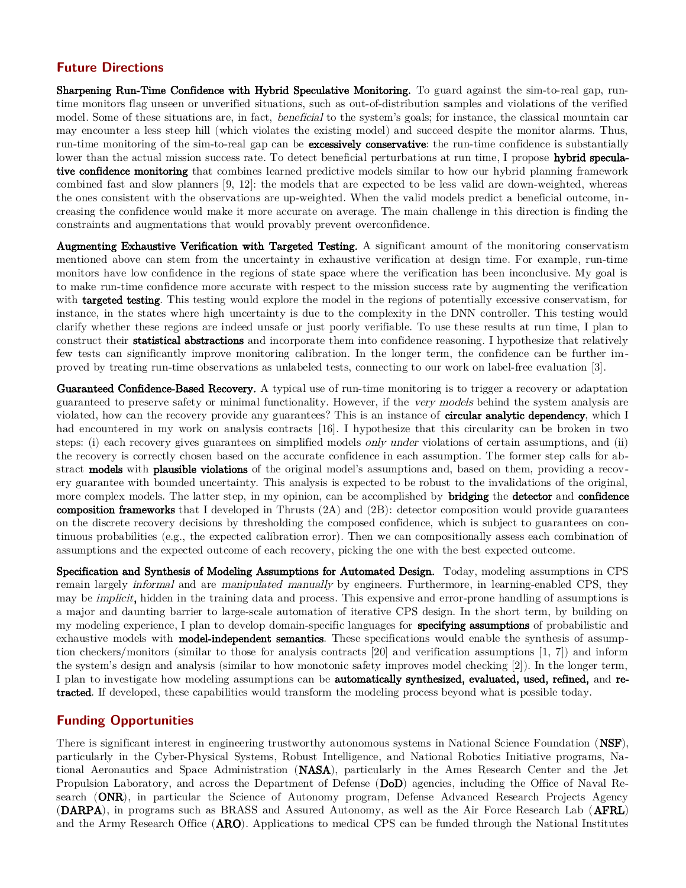## Future Directions

**Sharpening Run-Time Confidence with Hybrid Speculative Monitoring.** To guard against the sim-to-real gap, run-time monitors flag unseen or unverified situations, such as out-of-distribution samples and violations of the verified model. Some of these situations are, in fact, *beneficial* to the system's goals; for instance, the classical mountain car may encounter a less steep hill (which violates the existing model) and succeed despite the monitor alarms. Thus, run-time monitoring of the sim-to-real gap can be **excessively conservative**: the run-time confidence is substantially lower than the actual mission success rate. To detect beneficial perturbations at run time, I propose **hybrid speculative confidence monitoring** that combines learned predictive models similar to how our hybrid planning framework combined fast and slow planners [9, 12]: the models that are expected to be less valid are down-weighted, whereas the ones consistent with the observations are up-weighted. When the valid models predict a beneficial outcome, increasing the confidence would make it more accurate on average. The main challenge in this direction is finding the constraints and augmentations that would provably prevent overconfidence.

**Augmenting Exhaustive Verification with Targeted Testing.** A significant amount of the monitoring conservatism mentioned above can stem from the uncertainty in exhaustive verification at design time. For example, run-time monitors have low confidence in the regions of state space where the verification has been inconclusive. My goal is to make run-time confidence more accurate with respect to the mission success rate by augmenting the verification with **targeted testing**. This testing would explore the model in the regions of potentially excessive conservatism, for instance, in the states where high uncertainty is due to the complexity in the DNN controller. This testing would clarify whether these regions are indeed unsafe or just poorly verifiable. To use these results at run time, I plan to construct their **statistical abstractions** and incorporate them into confidence reasoning. I hypothesize that relatively few tests can significantly improve monitoring calibration. In the longer term, the confidence can be further improved by treating run-time observations as unlabeled tests, connecting to our work on label-free evaluation [3].

**Guaranteed Confidence-Based Recovery.** A typical use of run-time monitoring is to trigger a recovery or adaptation guaranteed to preserve safety or minimal functionality. However, if the *very models* behind the system analysis are violated, how can the recovery provide any guarantees? This is an instance of **circular analytic dependency**, which I had encountered in my work on analysis contracts [16]. I hypothesize that this circularity can be broken in two steps: (i) each recovery gives guarantees on simplified models *only under* violations of certain assumptions, and (ii) the recovery is correctly chosen based on the accurate confidence in each assumption. The former step calls for abstract **models** with **plausible violations** of the original model's assumptions and, based on them, providing a recovery guarantee with bounded uncertainty. This analysis is expected to be robust to the invalidations of the original, more complex models. The latter step, in my opinion, can be accomplished by **bridging** the **detector** and **confidence composition frameworks** that I developed in Thrusts (2A) and (2B): detector composition would provide guarantees on the discrete recovery decisions by thresholding the composed confidence, which is subject to guarantees on continuous probabilities (e.g., the expected calibration error). Then we can compositionally assess each combination of assumptions and the expected outcome of each recovery, picking the one with the best expected outcome.

**Specification and Synthesis of Modeling Assumptions for Automated Design.** Today, modeling assumptions in CPS remain largely *informal* and are *manipulated manually* by engineers. Furthermore, in learning-enabled CPS, they may be *implicit*, hidden in the training data and process. This expensive and error-prone handling of assumptions is a major and daunting barrier to large-scale automation of iterative CPS design. In the short term, by building on my modeling experience, I plan to develop domain-specific languages for **specifying assumptions** of probabilistic and exhaustive models with **model-independent semantics**. These specifications would enable the synthesis of assumption checkers/monitors (similar to those for analysis contracts [20] and verification assumptions [1, 7]) and inform the system's design and analysis (similar to how monotonic safety improves model checking [2]). In the longer term, I plan to investigate how modeling assumptions can be **automatically synthesized, evaluated, used, refined,** and **retracted**. If developed, these capabilities would transform the modeling process beyond what is possible today.

## Funding Opportunities

There is significant interest in engineering trustworthy autonomous systems in National Science Foundation (**NSF**), particularly in the Cyber-Physical Systems, Robust Intelligence, and National Robotics Initiative programs, National Aeronautics and Space Administration (**NASA**), particularly in the Ames Research Center and the Jet Propulsion Laboratory, and across the Department of Defense (**DoD**) agencies, including the Office of Naval Research (**ONR**), in particular the Science of Autonomy program, Defense Advanced Research Projects Agency (**DARPA**), in programs such as BRASS and Assured Autonomy, as well as the Air Force Research Lab (**AFRL**) and the Army Research Office (**ARO**). Applications to medical CPS can be funded through the National Institutes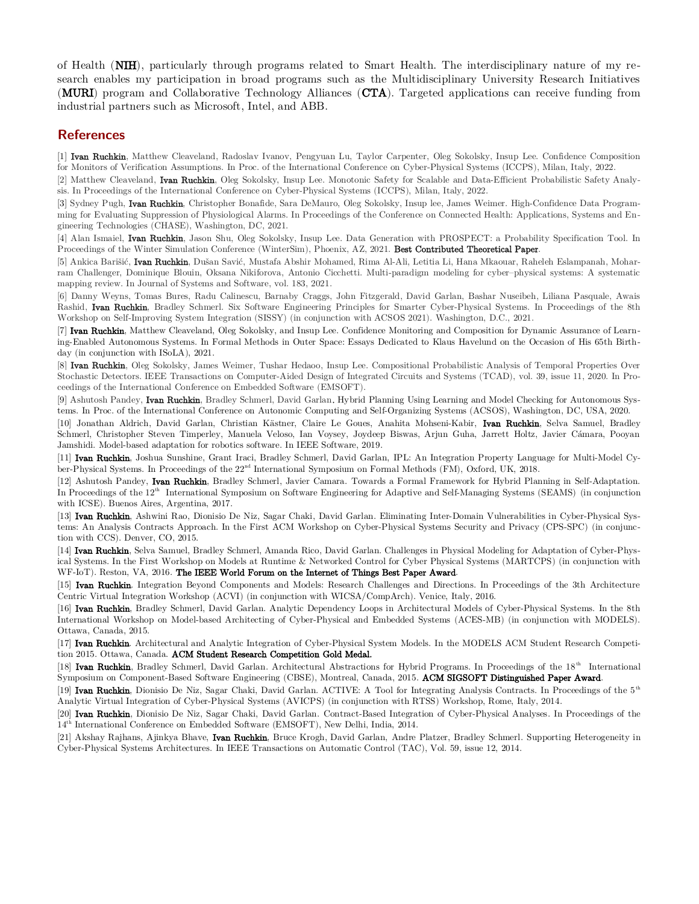of Health (**NIH**), particularly through programs related to Smart Health. The interdisciplinary nature of my research enables my participation in broad programs such as the Multidisciplinary University Research Initiatives (**MURI**) program and Collaborative Technology Alliances (**CTA**). Targeted applications can receive funding from industrial partners such as Microsoft, Intel, and ABB.

## References

[1] **Ivan Ruchkin**, Matthew Cleaveland, Radoslav Ivanov, Pengyuan Lu, Taylor Carpenter, Oleg Sokolsky, Insup Lee. Confidence Composition for Monitors of Verification Assumptions. In Proc. of the International Conference on Cyber-Physical Systems (ICCPS), Milan, Italy, 2022.

[2] Matthew Cleaveland, **Ivan Ruchkin**, Oleg Sokolsky, Insup Lee. Monotonic Safety for Scalable and Data-Efficient Probabilistic Safety Analysis. In Proceedings of the International Conference on Cyber-Physical Systems (ICCPS), Milan, Italy, 2022.

[3] Sydney Pugh, **Ivan Ruchkin**, Christopher Bonafide, Sara DeMauro, Oleg Sokolsky, Insup lee, James Weimer. High-Confidence Data Programming for Evaluating Suppression of Physiological Alarms. In Proceedings of the Conference on Connected Health: Applications, Systems and Engineering Technologies (CHASE), Washington, DC, 2021.

[4] Alan Ismaiel, **Ivan Ruchkin**, Jason Shu, Oleg Sokolsky, Insup Lee. Data Generation with PROSPECT: a Probability Specification Tool. In Proceedings of the Winter Simulation Conference (WinterSim), Phoenix, AZ, 2021. **Best Contributed Theoretical Paper**.

[5] Ankica Barišić, **Ivan Ruchkin**, Dušan Savić, Mustafa Abshir Mohamed, Rima Al-Ali, Letitia Li, Hana Mkaouar, Raheleh Eslampanah, Moharram Challenger, Dominique Blouin, Oksana Nikiforova, Antonio Cicchetti. Multi-paradigm modeling for cyber–physical systems: A systematic mapping review. In Journal of Systems and Software, vol. 183, 2021.

[6] Danny Weyns, Tomas Bures, Radu Calinescu, Barnaby Craggs, John Fitzgerald, David Garlan, Bashar Nuseibeh, Liliana Pasquale, Awais Rashid, **Ivan Ruchkin**, Bradley Schmerl. Six Software Engineering Principles for Smarter Cyber-Physical Systems. In Proceedings of the 8th Workshop on Self-Improving System Integration (SISSY) (in conjunction with ACSOS 2021). Washington, D.C., 2021.

[7] **Ivan Ruchkin**, Matthew Cleaveland, Oleg Sokolsky, and Insup Lee. Confidence Monitoring and Composition for Dynamic Assurance of Learning-Enabled Autonomous Systems. In Formal Methods in Outer Space: Essays Dedicated to Klaus Havelund on the Occasion of His 65th Birthday (in conjunction with ISoLA), 2021.

[8] **Ivan Ruchkin**, Oleg Sokolsky, James Weimer, Tushar Hedaoo, Insup Lee. Compositional Probabilistic Analysis of Temporal Properties Over Stochastic Detectors. IEEE Transactions on Computer-Aided Design of Integrated Circuits and Systems (TCAD), vol. 39, issue 11, 2020. In Proceedings of the International Conference on Embedded Software (EMSOFT).

[9] Ashutosh Pandey, **Ivan Ruchkin**, Bradley Schmerl, David Garlan, Hybrid Planning Using Learning and Model Checking for Autonomous Systems. In Proc. of the International Conference on Autonomic Computing and Self-Organizing Systems (ACSOS), Washington, DC, USA, 2020.

[10] Jonathan Aldrich, David Garlan, Christian Kästner, Claire Le Goues, Anahita Mohseni-Kabir, **Ivan Ruchkin**, Selva Samuel, Bradley Schmerl, Christopher Steven Timperley, Manuela Veloso, Ian Voysey, Joydeep Biswas, Arjun Guha, Jarrett Holtz, Javier Cámara, Pooyan Jamshidi. Model-based adaptation for robotics software. In IEEE Software, 2019.

[11] **Ivan Ruchkin**, Joshua Sunshine, Grant Iraci, Bradley Schmerl, David Garlan, IPL: An Integration Property Language for Multi-Model Cyber-Physical Systems. In Proceedings of the 22nd International Symposium on Formal Methods (FM), Oxford, UK, 2018.

[12] Ashutosh Pandey, **Ivan Ruchkin**, Bradley Schmerl, Javier Camara. Towards a Formal Framework for Hybrid Planning in Self-Adaptation. In Proceedings of the 12th International Symposium on Software Engineering for Adaptive and Self-Managing Systems (SEAMS) (in conjunction with ICSE). Buenos Aires, Argentina, 2017.

[13] **Ivan Ruchkin**, Ashwini Rao, Dionisio De Niz, Sagar Chaki, David Garlan. Eliminating Inter-Domain Vulnerabilities in Cyber-Physical Systems: An Analysis Contracts Approach. In the First ACM Workshop on Cyber-Physical Systems Security and Privacy (CPS-SPC) (in conjunction with CCS). Denver, CO, 2015.

[14] **Ivan Ruchkin**, Selva Samuel, Bradley Schmerl, Amanda Rico, David Garlan. Challenges in Physical Modeling for Adaptation of Cyber-Physical Systems. In the First Workshop on Models at Runtime & Networked Control for Cyber Physical Systems (MARTCPS) (in conjunction with WF-IoT). Reston, VA, 2016. **The IEEE World Forum on the Internet of Things Best Paper Award**.

[15] **Ivan Ruchkin**. Integration Beyond Components and Models: Research Challenges and Directions. In Proceedings of the 3th Architecture Centric Virtual Integration Workshop (ACVI) (in conjunction with WICSA/CompArch). Venice, Italy, 2016.

[16] **Ivan Ruchkin**, Bradley Schmerl, David Garlan. Analytic Dependency Loops in Architectural Models of Cyber-Physical Systems. In the 8th International Workshop on Model-based Architecting of Cyber-Physical and Embedded Systems (ACES-MB) (in conjunction with MODELS). Ottawa, Canada, 2015.

[17] **Ivan Ruchkin**. Architectural and Analytic Integration of Cyber-Physical System Models. In the MODELS ACM Student Research Competition 2015. Ottawa, Canada. **ACM Student Research Competition Gold Medal.**

[18] **Ivan Ruchkin**, Bradley Schmerl, David Garlan. Architectural Abstractions for Hybrid Programs. In Proceedings of the 18th International Symposium on Component-Based Software Engineering (CBSE), Montreal, Canada, 2015. **ACM SIGSOFT Distinguished Paper Award**.

[19] **Ivan Ruchkin**, Dionisio De Niz, Sagar Chaki, David Garlan. ACTIVE: A Tool for Integrating Analysis Contracts. In Proceedings of the 5th Analytic Virtual Integration of Cyber-Physical Systems (AVICPS) (in conjunction with RTSS) Workshop, Rome, Italy, 2014.

[20] **Ivan Ruchkin**, Dionisio De Niz, Sagar Chaki, David Garlan. Contract-Based Integration of Cyber-Physical Analyses. In Proceedings of the 14th International Conference on Embedded Software (EMSOFT), New Delhi, India, 2014.

[21] Akshay Rajhans, Ajinkya Bhave, **Ivan Ruchkin**, Bruce Krogh, David Garlan, Andre Platzer, Bradley Schmerl. Supporting Heterogeneity in Cyber-Physical Systems Architectures. In IEEE Transactions on Automatic Control (TAC), Vol. 59, issue 12, 2014.